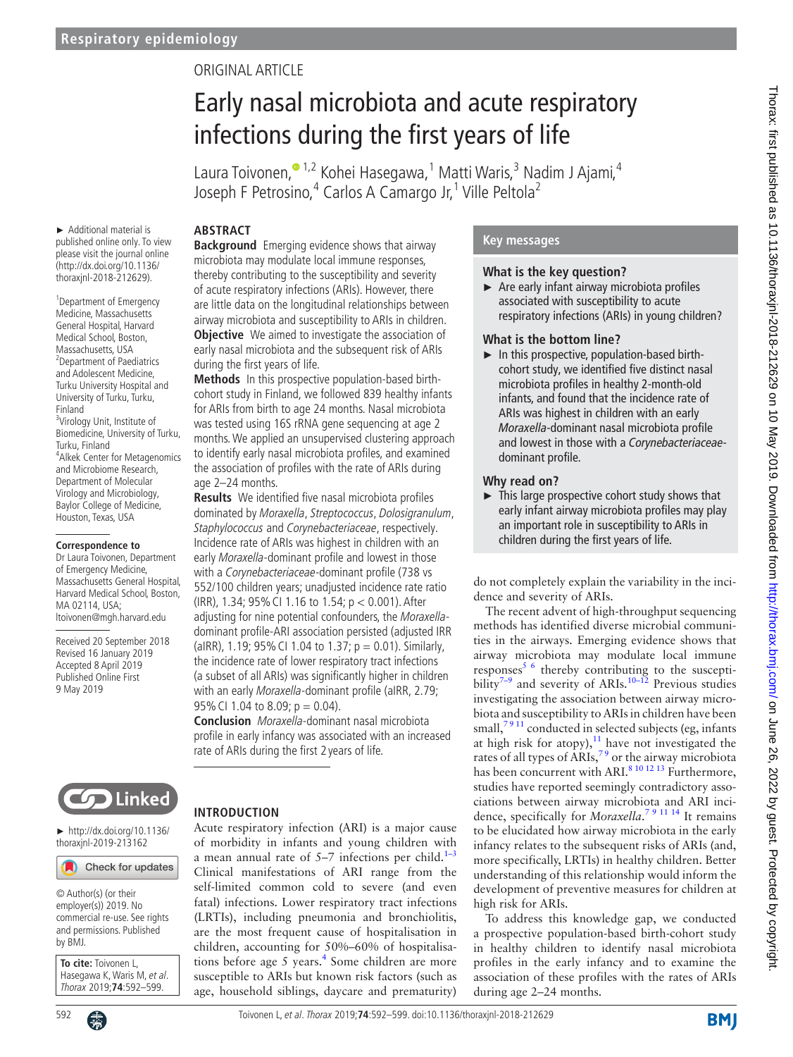ORIGINAL ARTICLE

# Early nasal microbiota and acute respiratory infections during the first years of life

Laura Toivonen,[1,2] Kohei Hasegawa,[1] Matti Waris,[3] Nadim J Ajami,[4] Joseph F Petrosino,[4] Carlos A Camargo Jr,[1] Ville Peltola[2]

► Additional material is published online only. To view please visit the journal online (http://dx.doi.org/10.1136/thoraxjnl-2018-212629).

[1]Department of Emergency Medicine, Massachusetts General Hospital, Harvard Medical School, Boston, Massachusetts, USA
[2]Department of Paediatrics and Adolescent Medicine, Turku University Hospital and University of Turku, Turku, Finland
[3]Virology Unit, Institute of Biomedicine, University of Turku, Turku, Finland
[4]Alkek Center for Metagenomics and Microbiome Research, Department of Molecular Virology and Microbiology, Baylor College of Medicine, Houston, Texas, USA

**Correspondence to**
Dr Laura Toivonen, Department of Emergency Medicine, Massachusetts General Hospital, Harvard Medical School, Boston, MA 02114, USA; ltoivonen@mgh.harvard.edu

Received 20 September 2018
Revised 16 January 2019
Accepted 8 April 2019
Published Online First 9 May 2019

► http://dx.doi.org/10.1136/thoraxjnl-2019-213162

© Author(s) (or their employer(s)) 2019. No commercial re-use. See rights and permissions. Published by BMJ.

**To cite:** Toivonen L, Hasegawa K, Waris M, *et al*. *Thorax* 2019;**74**:592–599.

## ABSTRACT

**Background** Emerging evidence shows that airway microbiota may modulate local immune responses, thereby contributing to the susceptibility and severity of acute respiratory infections (ARIs). However, there are little data on the longitudinal relationships between airway microbiota and susceptibility to ARIs in children.

**Objective** We aimed to investigate the association of early nasal microbiota and the subsequent risk of ARIs during the first years of life.

**Methods** In this prospective population-based birth-cohort study in Finland, we followed 839 healthy infants for ARIs from birth to age 24 months. Nasal microbiota was tested using 16S rRNA gene sequencing at age 2 months. We applied an unsupervised clustering approach to identify early nasal microbiota profiles, and examined the association of profiles with the rate of ARIs during age 2–24 months.

**Results** We identified five nasal microbiota profiles dominated by *Moraxella*, *Streptococcus*, *Dolosigranulum*, *Staphylococcus* and *Corynebacteriaceae*, respectively. Incidence rate of ARIs was highest in children with an early *Moraxella*-dominant profile and lowest in those with a *Corynebacteriaceae*-dominant profile (738 vs 552/100 children years; unadjusted incidence rate ratio (IRR), 1.34; 95% CI 1.16 to 1.54; $p < 0.001$). After adjusting for nine potential confounders, the *Moraxella*-dominant profile-ARI association persisted (adjusted IRR (aIRR), 1.19; 95% CI 1.04 to 1.37; $p = 0.01$). Similarly, the incidence rate of lower respiratory tract infections (a subset of all ARIs) was significantly higher in children with an early *Moraxella*-dominant profile (aIRR, 2.79; 95% CI 1.04 to 8.09; $p = 0.04$).

**Conclusion** *Moraxella*-dominant nasal microbiota profile in early infancy was associated with an increased rate of ARIs during the first 2 years of life.

## Key messages

### What is the key question?

► Are early infant airway microbiota profiles associated with susceptibility to acute respiratory infections (ARIs) in young children?

### What is the bottom line?

► In this prospective, population-based birth-cohort study, we identified five distinct nasal microbiota profiles in healthy 2-month-old infants, and found that the incidence rate of ARIs was highest in children with an early *Moraxella*-dominant nasal microbiota profile and lowest in those with a *Corynebacteriaceae*-dominant profile.

### Why read on?

► This large prospective cohort study shows that early infant airway microbiota profiles may play an important role in susceptibility to ARIs in children during the first years of life.

## INTRODUCTION

Acute respiratory infection (ARI) is a major cause of morbidity in infants and young children with a mean annual rate of 5–7 infections per child.[1–3] Clinical manifestations of ARI range from the self-limited common cold to severe (and even fatal) infections. Lower respiratory tract infections (LRTIs), including pneumonia and bronchiolitis, are the most frequent cause of hospitalisation in children, accounting for 50%–60% of hospitalisations before age 5 years.[4] Some children are more susceptible to ARIs but known risk factors (such as age, household siblings, daycare and prematurity) do not completely explain the variability in the incidence and severity of ARIs.

The recent advent of high-throughput sequencing methods has identified diverse microbial communities in the airways. Emerging evidence shows that airway microbiota may modulate local immune responses[5,6] thereby contributing to the susceptibility[7–9] and severity of ARIs.[10–12] Previous studies investigating the association between airway microbiota and susceptibility to ARIs in children have been small,[7,9,11] conducted in selected subjects (eg, infants at high risk for atopy),[11] have not investigated the rates of all types of ARIs,[7,9] or the airway microbiota has been concurrent with ARI.[8,10,12,13] Furthermore, studies have reported seemingly contradictory associations between airway microbiota and ARI incidence, specifically for *Moraxella*.[7,9,11,14] It remains to be elucidated how airway microbiota in the early infancy relates to the subsequent risks of ARIs (and, more specifically, LRTIs) in healthy children. Better understanding of this relationship would inform the development of preventive measures for children at high risk for ARIs.

To address this knowledge gap, we conducted a prospective population-based birth-cohort study in healthy children to identify nasal microbiota profiles in the early infancy and to examine the association of these profiles with the rates of ARIs during age 2–24 months.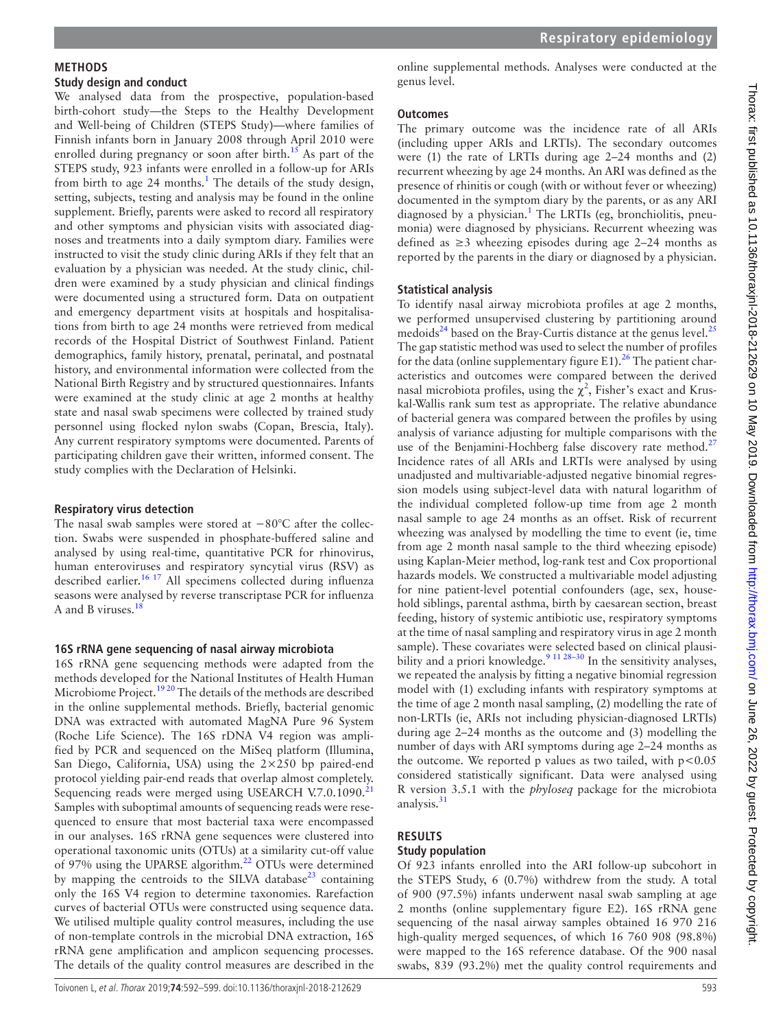## METHODS

### Study design and conduct

We analysed data from the prospective, population-based birth-cohort study—the Steps to the Healthy Development and Well-being of Children (STEPS Study)—where families of Finnish infants born in January 2008 through April 2010 were enrolled during pregnancy or soon after birth.[15] As part of the STEPS study, 923 infants were enrolled in a follow-up for ARIs from birth to age 24 months.[1] The details of the study design, setting, subjects, testing and analysis may be found in the online supplement. Briefly, parents were asked to record all respiratory and other symptoms and physician visits with associated diagnoses and treatments into a daily symptom diary. Families were instructed to visit the study clinic during ARIs if they felt that an evaluation by a physician was needed. At the study clinic, children were examined by a study physician and clinical findings were documented using a structured form. Data on outpatient and emergency department visits at hospitals and hospitalisations from birth to age 24 months were retrieved from medical records of the Hospital District of Southwest Finland. Patient demographics, family history, prenatal, perinatal, and postnatal history, and environmental information were collected from the National Birth Registry and by structured questionnaires. Infants were examined at the study clinic at age 2 months at healthy state and nasal swab specimens were collected by trained study personnel using flocked nylon swabs (Copan, Brescia, Italy). Any current respiratory symptoms were documented. Parents of participating children gave their written, informed consent. The study complies with the Declaration of Helsinki.

### Respiratory virus detection

The nasal swab samples were stored at −80°C after the collection. Swabs were suspended in phosphate-buffered saline and analysed by using real-time, quantitative PCR for rhinovirus, human enteroviruses and respiratory syncytial virus (RSV) as described earlier.[16,17] All specimens collected during influenza seasons were analysed by reverse transcriptase PCR for influenza A and B viruses.[18]

### 16S rRNA gene sequencing of nasal airway microbiota

16S rRNA gene sequencing methods were adapted from the methods developed for the National Institutes of Health Human Microbiome Project.[19,20] The details of the methods are described in the online supplemental methods. Briefly, bacterial genomic DNA was extracted with automated MagNA Pure 96 System (Roche Life Science). The 16S rDNA V4 region was amplified by PCR and sequenced on the MiSeq platform (Illumina, San Diego, California, USA) using the 2×250 bp paired-end protocol yielding pair-end reads that overlap almost completely. Sequencing reads were merged using USEARCH V.7.0.1090.[21] Samples with suboptimal amounts of sequencing reads were resequenced to ensure that most bacterial taxa were encompassed in our analyses. 16S rRNA gene sequences were clustered into operational taxonomic units (OTUs) at a similarity cut-off value of 97% using the UPARSE algorithm.[22] OTUs were determined by mapping the centroids to the SILVA database[23] containing only the 16S V4 region to determine taxonomies. Rarefaction curves of bacterial OTUs were constructed using sequence data. We utilised multiple quality control measures, including the use of non-template controls in the microbial DNA extraction, 16S rRNA gene amplification and amplicon sequencing processes. The details of the quality control measures are described in the online supplemental methods. Analyses were conducted at the genus level.

### Outcomes

The primary outcome was the incidence rate of all ARIs (including upper ARIs and LRTIs). The secondary outcomes were (1) the rate of LRTIs during age 2–24 months and (2) recurrent wheezing by age 24 months. An ARI was defined as the presence of rhinitis or cough (with or without fever or wheezing) documented in the symptom diary by the parents, or as any ARI diagnosed by a physician.[1] The LRTIs (eg, bronchiolitis, pneumonia) were diagnosed by physicians. Recurrent wheezing was defined as ≥3 wheezing episodes during age 2–24 months as reported by the parents in the diary or diagnosed by a physician.

### Statistical analysis

To identify nasal airway microbiota profiles at age 2 months, we performed unsupervised clustering by partitioning around medoids[24] based on the Bray-Curtis distance at the genus level.[25] The gap statistic method was used to select the number of profiles for the data (online supplementary figure E1).[26] The patient characteristics and outcomes were compared between the derived nasal microbiota profiles, using the $\chi^2$, Fisher's exact and Kruskal-Wallis rank sum test as appropriate. The relative abundance of bacterial genera was compared between the profiles by using analysis of variance adjusting for multiple comparisons with the use of the Benjamini-Hochberg false discovery rate method.[27] Incidence rates of all ARIs and LRTIs were analysed by using unadjusted and multivariable-adjusted negative binomial regression models using subject-level data with natural logarithm of the individual completed follow-up time from age 2 month nasal sample to age 24 months as an offset. Risk of recurrent wheezing was analysed by modelling the time to event (ie, time from age 2 month nasal sample to the third wheezing episode) using Kaplan-Meier method, log-rank test and Cox proportional hazards models. We constructed a multivariable model adjusting for nine patient-level potential confounders (age, sex, household siblings, parental asthma, birth by caesarean section, breast feeding, history of systemic antibiotic use, respiratory symptoms at the time of nasal sampling and respiratory virus in age 2 month sample). These covariates were selected based on clinical plausibility and a priori knowledge.[9,11,28–30] In the sensitivity analyses, we repeated the analysis by fitting a negative binomial regression model with (1) excluding infants with respiratory symptoms at the time of age 2 month nasal sampling, (2) modelling the rate of non-LRTIs (ie, ARIs not including physician-diagnosed LRTIs) during age 2–24 months as the outcome and (3) modelling the number of days with ARI symptoms during age 2–24 months as the outcome. We reported p values as two tailed, with $p<0.05$ considered statistically significant. Data were analysed using R version 3.5.1 with the *phyloseq* package for the microbiota analysis.[31]

## RESULTS

### Study population

Of 923 infants enrolled into the ARI follow-up subcohort in the STEPS Study, 6 (0.7%) withdrew from the study. A total of 900 (97.5%) infants underwent nasal swab sampling at age 2 months (online supplementary figure E2). 16S rRNA gene sequencing of the nasal airway samples obtained 16 970 216 high-quality merged sequences, of which 16 760 908 (98.8%) were mapped to the 16S reference database. Of the 900 nasal swabs, 839 (93.2%) met the quality control requirements and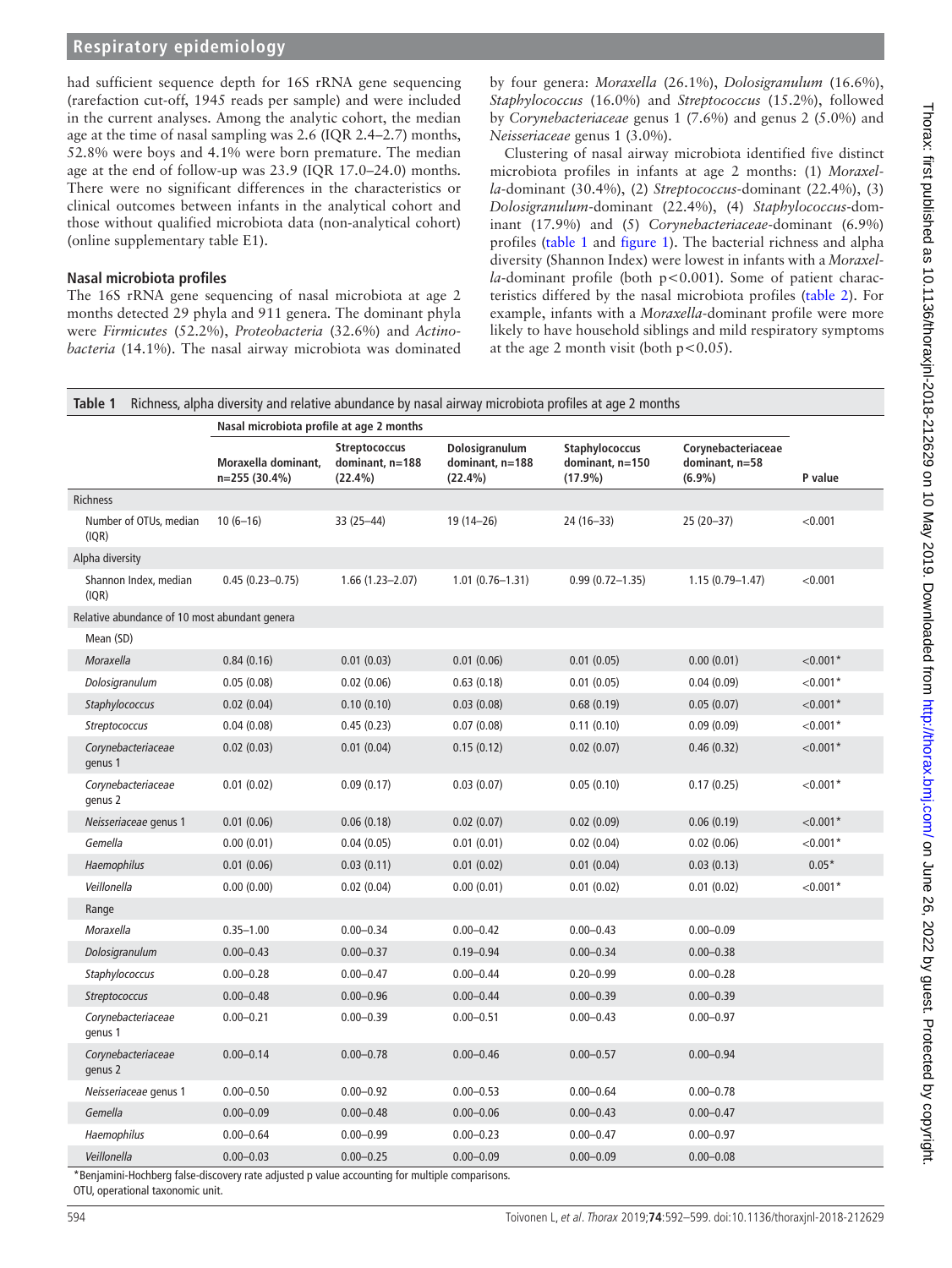had sufficient sequence depth for 16S rRNA gene sequencing (rarefaction cut-off, 1945 reads per sample) and were included in the current analyses. Among the analytic cohort, the median age at the time of nasal sampling was 2.6 (IQR 2.4–2.7) months, 52.8% were boys and 4.1% were born premature. The median age at the end of follow-up was 23.9 (IQR 17.0–24.0) months. There were no significant differences in the characteristics or clinical outcomes between infants in the analytical cohort and those without qualified microbiota data (non-analytical cohort) (online supplementary table E1).

## Nasal microbiota profiles

The 16S rRNA gene sequencing of nasal microbiota at age 2 months detected 29 phyla and 911 genera. The dominant phyla were *Firmicutes* (52.2%), *Proteobacteria* (32.6%) and *Actinobacteria* (14.1%). The nasal airway microbiota was dominated by four genera: *Moraxella* (26.1%), *Dolosigranulum* (16.6%), *Staphylococcus* (16.0%) and *Streptococcus* (15.2%), followed by *Corynebacteriaceae* genus 1 (7.6%) and genus 2 (5.0%) and *Neisseriaceae* genus 1 (3.0%).

Clustering of nasal airway microbiota identified five distinct microbiota profiles in infants at age 2 months: (1) *Moraxella*-dominant (30.4%), (2) *Streptococcus*-dominant (22.4%), (3) *Dolosigranulum*-dominant (22.4%), (4) *Staphylococcus*-dominant (17.9%) and (5) *Corynebacteriaceae*-dominant (6.9%) profiles (table 1 and figure 1). The bacterial richness and alpha diversity (Shannon Index) were lowest in infants with a *Moraxella*-dominant profile (both $p<0.001$). Some of patient characteristics differed by the nasal microbiota profiles (table 2). For example, infants with a *Moraxella*-dominant profile were more likely to have household siblings and mild respiratory symptoms at the age 2 month visit (both $p<0.05$).

**Table 1** Richness, alpha diversity and relative abundance by nasal airway microbiota profiles at age 2 months

| | Nasal microbiota profile at age 2 months | | | | | |
|---|---|---|---|---|---|---|
| | Moraxella dominant, n=255 (30.4%) | Streptococcus dominant, n=188 (22.4%) | Dolosigranulum dominant, n=188 (22.4%) | Staphylococcus dominant, n=150 (17.9%) | Corynebacteriaceae dominant, n=58 (6.9%) | P value |
| Richness | | | | | | |
| Number of OTUs, median (IQR) | 10 (6–16) | 33 (25–44) | 19 (14–26) | 24 (16–33) | 25 (20–37) | <0.001 |
| Alpha diversity | | | | | | |
| Shannon Index, median (IQR) | 0.45 (0.23–0.75) | 1.66 (1.23–2.07) | 1.01 (0.76–1.31) | 0.99 (0.72–1.35) | 1.15 (0.79–1.47) | <0.001 |
| Relative abundance of 10 most abundant genera | | | | | | |
| Mean (SD) | | | | | | |
| *Moraxella* | 0.84 (0.16) | 0.01 (0.03) | 0.01 (0.06) | 0.01 (0.05) | 0.00 (0.01) | <0.001* |
| *Dolosigranulum* | 0.05 (0.08) | 0.02 (0.06) | 0.63 (0.18) | 0.01 (0.05) | 0.04 (0.09) | <0.001* |
| *Staphylococcus* | 0.02 (0.04) | 0.10 (0.10) | 0.03 (0.08) | 0.68 (0.19) | 0.05 (0.07) | <0.001* |
| *Streptococcus* | 0.04 (0.08) | 0.45 (0.23) | 0.07 (0.08) | 0.11 (0.10) | 0.09 (0.09) | <0.001* |
| *Corynebacteriaceae* genus 1 | 0.02 (0.03) | 0.01 (0.04) | 0.15 (0.12) | 0.02 (0.07) | 0.46 (0.32) | <0.001* |
| *Corynebacteriaceae* genus 2 | 0.01 (0.02) | 0.09 (0.17) | 0.03 (0.07) | 0.05 (0.10) | 0.17 (0.25) | <0.001* |
| *Neisseriaceae* genus 1 | 0.01 (0.06) | 0.06 (0.18) | 0.02 (0.07) | 0.02 (0.09) | 0.06 (0.19) | <0.001* |
| *Gemella* | 0.00 (0.01) | 0.04 (0.05) | 0.01 (0.01) | 0.02 (0.04) | 0.02 (0.06) | <0.001* |
| *Haemophilus* | 0.01 (0.06) | 0.03 (0.11) | 0.01 (0.02) | 0.01 (0.04) | 0.03 (0.13) | 0.05* |
| *Veillonella* | 0.00 (0.00) | 0.02 (0.04) | 0.00 (0.01) | 0.01 (0.02) | 0.01 (0.02) | <0.001* |
| Range | | | | | | |
| *Moraxella* | 0.35–1.00 | 0.00–0.34 | 0.00–0.42 | 0.00–0.43 | 0.00–0.09 | |
| *Dolosigranulum* | 0.00–0.43 | 0.00–0.37 | 0.19–0.94 | 0.00–0.34 | 0.00–0.38 | |
| *Staphylococcus* | 0.00–0.28 | 0.00–0.47 | 0.00–0.44 | 0.20–0.99 | 0.00–0.28 | |
| *Streptococcus* | 0.00–0.48 | 0.00–0.96 | 0.00–0.44 | 0.00–0.39 | 0.00–0.39 | |
| *Corynebacteriaceae* genus 1 | 0.00–0.21 | 0.00–0.39 | 0.00–0.51 | 0.00–0.43 | 0.00–0.97 | |
| *Corynebacteriaceae* genus 2 | 0.00–0.14 | 0.00–0.78 | 0.00–0.46 | 0.00–0.57 | 0.00–0.94 | |
| *Neisseriaceae* genus 1 | 0.00–0.50 | 0.00–0.92 | 0.00–0.53 | 0.00–0.64 | 0.00–0.78 | |
| *Gemella* | 0.00–0.09 | 0.00–0.48 | 0.00–0.06 | 0.00–0.43 | 0.00–0.47 | |
| *Haemophilus* | 0.00–0.64 | 0.00–0.99 | 0.00–0.23 | 0.00–0.47 | 0.00–0.97 | |
| *Veillonella* | 0.00–0.03 | 0.00–0.25 | 0.00–0.09 | 0.00–0.09 | 0.00–0.08 | |

*Benjamini-Hochberg false-discovery rate adjusted p value accounting for multiple comparisons.
OTU, operational taxonomic unit.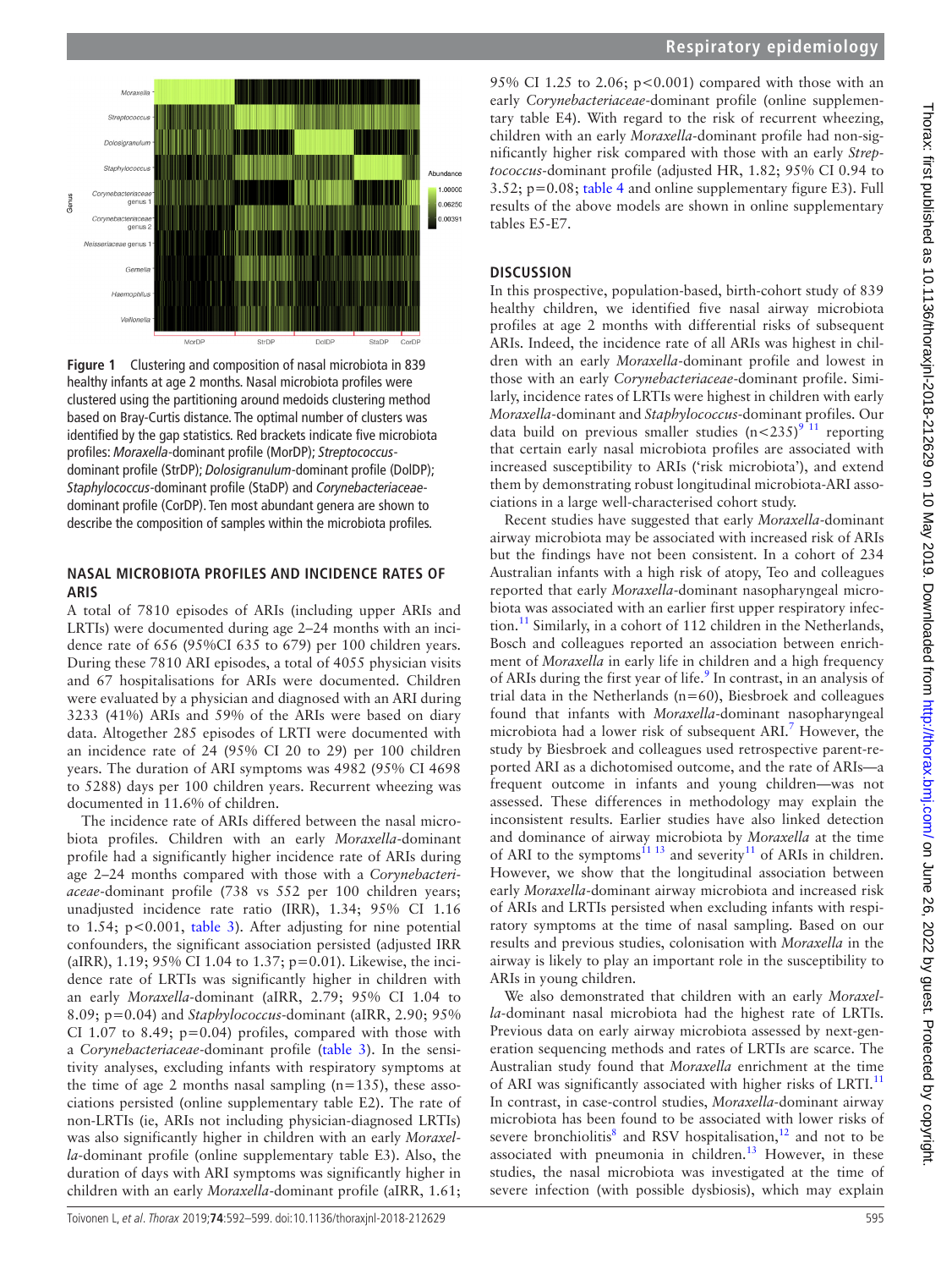Figure 1 Clustering and composition of nasal microbiota in 839 healthy infants at age 2 months. Nasal microbiota profiles were clustered using the partitioning around medoids clustering method based on Bray-Curtis distance. The optimal number of clusters was identified by the gap statistics. Red brackets indicate five microbiota profiles: *Moraxella*-dominant profile (MorDP); *Streptococcus*-dominant profile (StrDP); *Dolosigranulum*-dominant profile (DolDP); *Staphylococcus*-dominant profile (StaDP) and *Corynebacteriaceae*-dominant profile (CorDP). Ten most abundant genera are shown to describe the composition of samples within the microbiota profiles.

## NASAL MICROBIOTA PROFILES AND INCIDENCE RATES OF ARIS

A total of 7810 episodes of ARIs (including upper ARIs and LRTIs) were documented during age 2–24 months with an incidence rate of 656 (95%CI 635 to 679) per 100 children years. During these 7810 ARI episodes, a total of 4055 physician visits and 67 hospitalisations for ARIs were documented. Children were evaluated by a physician and diagnosed with an ARI during 3233 (41%) ARIs and 59% of the ARIs were based on diary data. Altogether 285 episodes of LRTI were documented with an incidence rate of 24 (95% CI 20 to 29) per 100 children years. The duration of ARI symptoms was 4982 (95% CI 4698 to 5288) days per 100 children years. Recurrent wheezing was documented in 11.6% of children.

The incidence rate of ARIs differed between the nasal microbiota profiles. Children with an early *Moraxella*-dominant profile had a significantly higher incidence rate of ARIs during age 2–24 months compared with those with a *Corynebacteriaceae*-dominant profile (738 vs 552 per 100 children years; unadjusted incidence rate ratio (IRR), 1.34; 95% CI 1.16 to 1.54; $p<0.001$, table 3). After adjusting for nine potential confounders, the significant association persisted (adjusted IRR (aIRR), 1.19; 95% CI 1.04 to 1.37; $p=0.01$). Likewise, the incidence rate of LRTIs was significantly higher in children with an early *Moraxella*-dominant (aIRR, 2.79; 95% CI 1.04 to 8.09; $p=0.04$) and *Staphylococcus*-dominant (aIRR, 2.90; 95% CI 1.07 to 8.49; $p=0.04$) profiles, compared with those with a *Corynebacteriaceae*-dominant profile (table 3). In the sensitivity analyses, excluding infants with respiratory symptoms at the time of age 2 months nasal sampling (n=135), these associations persisted (online supplementary table E2). The rate of non-LRTIs (ie, ARIs not including physician-diagnosed LRTIs) was also significantly higher in children with an early *Moraxella*-dominant profile (online supplementary table E3). Also, the duration of days with ARI symptoms was significantly higher in children with an early *Moraxella*-dominant profile (aIRR, 1.61; 95% CI 1.25 to 2.06; $p<0.001$) compared with those with an early *Corynebacteriaceae*-dominant profile (online supplementary table E4). With regard to the risk of recurrent wheezing, children with an early *Moraxella*-dominant profile had non-significantly higher risk compared with those with an early *Streptococcus*-dominant profile (adjusted HR, 1.82; 95% CI 0.94 to 3.52; $p=0.08$; table 4 and online supplementary figure E3). Full results of the above models are shown in online supplementary tables E5-E7.

## DISCUSSION

In this prospective, population-based, birth-cohort study of 839 healthy children, we identified five nasal airway microbiota profiles at age 2 months with differential risks of subsequent ARIs. Indeed, the incidence rate of all ARIs was highest in children with an early *Moraxella*-dominant profile and lowest in those with an early *Corynebacteriaceae*-dominant profile. Similarly, incidence rates of LRTIs were highest in children with early *Moraxella*-dominant and *Staphylococcus*-dominant profiles. Our data build on previous smaller studies ($n<235$)[9,11] reporting that certain early nasal microbiota profiles are associated with increased susceptibility to ARIs ('risk microbiota'), and extend them by demonstrating robust longitudinal microbiota-ARI associations in a large well-characterised cohort study.

Recent studies have suggested that early *Moraxella*-dominant airway microbiota may be associated with increased risk of ARIs but the findings have not been consistent. In a cohort of 234 Australian infants with a high risk of atopy, Teo and colleagues reported that early *Moraxella*-dominant nasopharyngeal microbiota was associated with an earlier first upper respiratory infection.[11] Similarly, in a cohort of 112 children in the Netherlands, Bosch and colleagues reported an association between enrichment of *Moraxella* in early life in children and a high frequency of ARIs during the first year of life.[9] In contrast, in an analysis of trial data in the Netherlands (n=60), Biesbroek and colleagues found that infants with *Moraxella*-dominant nasopharyngeal microbiota had a lower risk of subsequent ARI.[7] However, the study by Biesbroek and colleagues used retrospective parent-reported ARI as a dichotomised outcome, and the rate of ARIs—a frequent outcome in infants and young children—was not assessed. These differences in methodology may explain the inconsistent results. Earlier studies have also linked detection and dominance of airway microbiota by *Moraxella* at the time of ARI to the symptoms[11,13] and severity[11] of ARIs in children. However, we show that the longitudinal association between early *Moraxella*-dominant airway microbiota and increased risk of ARIs and LRTIs persisted when excluding infants with respiratory symptoms at the time of nasal sampling. Based on our results and previous studies, colonisation with *Moraxella* in the airway is likely to play an important role in the susceptibility to ARIs in young children.

We also demonstrated that children with an early *Moraxella*-dominant nasal microbiota had the highest rate of LRTIs. Previous data on early airway microbiota assessed by next-generation sequencing methods and rates of LRTIs are scarce. The Australian study found that *Moraxella* enrichment at the time of ARI was significantly associated with higher risks of LRTI.[11] In contrast, in case-control studies, *Moraxella*-dominant airway microbiota has been found to be associated with lower risks of severe bronchiolitis[8] and RSV hospitalisation,[12] and not to be associated with pneumonia in children.[13] However, in these studies, the nasal microbiota was investigated at the time of severe infection (with possible dysbiosis), which may explain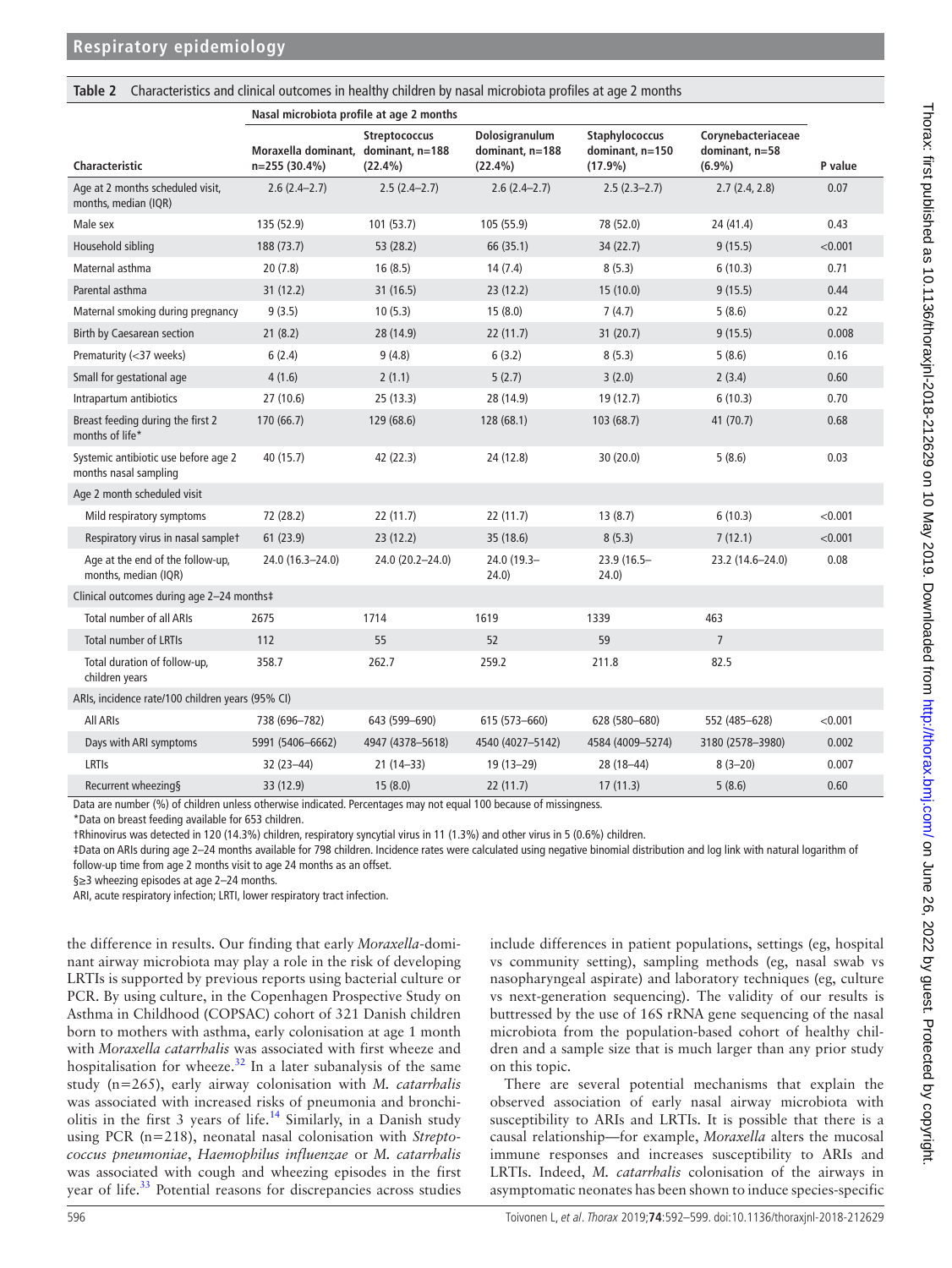**Table 2** Characteristics and clinical outcomes in healthy children by nasal microbiota profiles at age 2 months

| Characteristic | Nasal microbiota profile at age 2 months | | | | | P value |
|---|---|---|---|---|---|---|
| | Moraxella dominant, n=255 (30.4%) | Streptococcus dominant, n=188 (22.4%) | Dolosigranulum dominant, n=188 (22.4%) | Staphylococcus dominant, n=150 (17.9%) | Corynebacteriaceae dominant, n=58 (6.9%) | |
| Age at 2 months scheduled visit, months, median (IQR) | 2.6 (2.4–2.7) | 2.5 (2.4–2.7) | 2.6 (2.4–2.7) | 2.5 (2.3–2.7) | 2.7 (2.4, 2.8) | 0.07 |
| Male sex | 135 (52.9) | 101 (53.7) | 105 (55.9) | 78 (52.0) | 24 (41.4) | 0.43 |
| Household sibling | 188 (73.7) | 53 (28.2) | 66 (35.1) | 34 (22.7) | 9 (15.5) | <0.001 |
| Maternal asthma | 20 (7.8) | 16 (8.5) | 14 (7.4) | 8 (5.3) | 6 (10.3) | 0.71 |
| Parental asthma | 31 (12.2) | 31 (16.5) | 23 (12.2) | 15 (10.0) | 9 (15.5) | 0.44 |
| Maternal smoking during pregnancy | 9 (3.5) | 10 (5.3) | 15 (8.0) | 7 (4.7) | 5 (8.6) | 0.22 |
| Birth by Caesarean section | 21 (8.2) | 28 (14.9) | 22 (11.7) | 31 (20.7) | 9 (15.5) | 0.008 |
| Prematurity (<37 weeks) | 6 (2.4) | 9 (4.8) | 6 (3.2) | 8 (5.3) | 5 (8.6) | 0.16 |
| Small for gestational age | 4 (1.6) | 2 (1.1) | 5 (2.7) | 3 (2.0) | 2 (3.4) | 0.60 |
| Intrapartum antibiotics | 27 (10.6) | 25 (13.3) | 28 (14.9) | 19 (12.7) | 6 (10.3) | 0.70 |
| Breast feeding during the first 2 months of life* | 170 (66.7) | 129 (68.6) | 128 (68.1) | 103 (68.7) | 41 (70.7) | 0.68 |
| Systemic antibiotic use before age 2 months nasal sampling | 40 (15.7) | 42 (22.3) | 24 (12.8) | 30 (20.0) | 5 (8.6) | 0.03 |
| Age 2 month scheduled visit | | | | | | |
| Mild respiratory symptoms | 72 (28.2) | 22 (11.7) | 22 (11.7) | 13 (8.7) | 6 (10.3) | <0.001 |
| Respiratory virus in nasal sample† | 61 (23.9) | 23 (12.2) | 35 (18.6) | 8 (5.3) | 7 (12.1) | <0.001 |
| Age at the end of the follow-up, months, median (IQR) | 24.0 (16.3–24.0) | 24.0 (20.2–24.0) | 24.0 (19.3–24.0) | 23.9 (16.5–24.0) | 23.2 (14.6–24.0) | 0.08 |
| Clinical outcomes during age 2–24 months‡ | | | | | | |
| Total number of all ARIs | 2675 | 1714 | 1619 | 1339 | 463 | |
| Total number of LRTIs | 112 | 55 | 52 | 59 | 7 | |
| Total duration of follow-up, children years | 358.7 | 262.7 | 259.2 | 211.8 | 82.5 | |
| ARIs, incidence rate/100 children years (95% CI) | | | | | | |
| All ARIs | 738 (696–782) | 643 (599–690) | 615 (573–660) | 628 (580–680) | 552 (485–628) | <0.001 |
| Days with ARI symptoms | 5991 (5406–6662) | 4947 (4378–5618) | 4540 (4027–5142) | 4584 (4009–5274) | 3180 (2578–3980) | 0.002 |
| LRTIs | 32 (23–44) | 21 (14–33) | 19 (13–29) | 28 (18–44) | 8 (3–20) | 0.007 |
| Recurrent wheezing§ | 33 (12.9) | 15 (8.0) | 22 (11.7) | 17 (11.3) | 5 (8.6) | 0.60 |

Data are number (%) of children unless otherwise indicated. Percentages may not equal 100 because of missingness.
*Data on breast feeding available for 653 children.
†Rhinovirus was detected in 120 (14.3%) children, respiratory syncytial virus in 11 (1.3%) and other virus in 5 (0.6%) children.
‡Data on ARIs during age 2–24 months available for 798 children. Incidence rates were calculated using negative binomial distribution and log link with natural logarithm of follow-up time from age 2 months visit to age 24 months as an offset.
§≥3 wheezing episodes at age 2–24 months.
ARI, acute respiratory infection; LRTI, lower respiratory tract infection.

the difference in results. Our finding that early *Moraxella*-dominant airway microbiota may play a role in the risk of developing LRTIs is supported by previous reports using bacterial culture or PCR. By using culture, in the Copenhagen Prospective Study on Asthma in Childhood (COPSAC) cohort of 321 Danish children born to mothers with asthma, early colonisation at age 1 month with *Moraxella catarrhalis* was associated with first wheeze and hospitalisation for wheeze.[32] In a later subanalysis of the same study (n=265), early airway colonisation with *M. catarrhalis* was associated with increased risks of pneumonia and bronchiolitis in the first 3 years of life.[14] Similarly, in a Danish study using PCR (n=218), neonatal nasal colonisation with *Streptococcus pneumoniae*, *Haemophilus influenzae* or *M. catarrhalis* was associated with cough and wheezing episodes in the first year of life.[33] Potential reasons for discrepancies across studies include differences in patient populations, settings (eg, hospital vs community setting), sampling methods (eg, nasal swab vs nasopharyngeal aspirate) and laboratory techniques (eg, culture vs next-generation sequencing). The validity of our results is buttressed by the use of 16S rRNA gene sequencing of the nasal microbiota from the population-based cohort of healthy children and a sample size that is much larger than any prior study on this topic.

There are several potential mechanisms that explain the observed association of early nasal airway microbiota with susceptibility to ARIs and LRTIs. It is possible that there is a causal relationship—for example, *Moraxella* alters the mucosal immune responses and increases susceptibility to ARIs and LRTIs. Indeed, *M. catarrhalis* colonisation of the airways in asymptomatic neonates has been shown to induce species-specific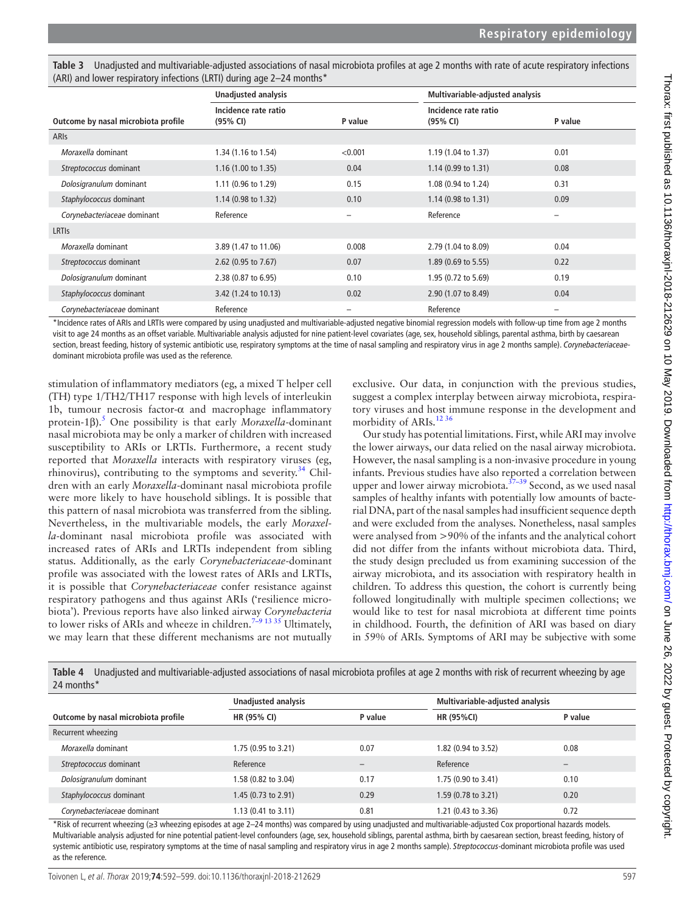**Table 3** Unadjusted and multivariable-adjusted associations of nasal microbiota profiles at age 2 months with rate of acute respiratory infections (ARI) and lower respiratory infections (LRTI) during age 2–24 months*

| | Unadjusted analysis | | Multivariable-adjusted analysis | |
|---|---|---|---|---|
| **Outcome by nasal microbiota profile** | **Incidence rate ratio (95% CI)** | **P value** | **Incidence rate ratio (95% CI)** | **P value** |
| ARIs | | | | |
| *Moraxella* dominant | 1.34 (1.16 to 1.54) | <0.001 | 1.19 (1.04 to 1.37) | 0.01 |
| *Streptococcus* dominant | 1.16 (1.00 to 1.35) | 0.04 | 1.14 (0.99 to 1.31) | 0.08 |
| *Dolosigranulum* dominant | 1.11 (0.96 to 1.29) | 0.15 | 1.08 (0.94 to 1.24) | 0.31 |
| *Staphylococcus* dominant | 1.14 (0.98 to 1.32) | 0.10 | 1.14 (0.98 to 1.31) | 0.09 |
| *Corynebacteriaceae* dominant | Reference | – | Reference | – |
| LRTIs | | | | |
| *Moraxella* dominant | 3.89 (1.47 to 11.06) | 0.008 | 2.79 (1.04 to 8.09) | 0.04 |
| *Streptococcus* dominant | 2.62 (0.95 to 7.67) | 0.07 | 1.89 (0.69 to 5.55) | 0.22 |
| *Dolosigranulum* dominant | 2.38 (0.87 to 6.95) | 0.10 | 1.95 (0.72 to 5.69) | 0.19 |
| *Staphylococcus* dominant | 3.42 (1.24 to 10.13) | 0.02 | 2.90 (1.07 to 8.49) | 0.04 |
| *Corynebacteriaceae* dominant | Reference | – | Reference | – |

*Incidence rates of ARIs and LRTIs were compared by using unadjusted and multivariable-adjusted negative binomial regression models with follow-up time from age 2 months visit to age 24 months as an offset variable. Multivariable analysis adjusted for nine patient-level covariates (age, sex, household siblings, parental asthma, birth by caesarean section, breast feeding, history of systemic antibiotic use, respiratory symptoms at the time of nasal sampling and respiratory virus in age 2 months sample). *Corynebacteriaceae*-dominant microbiota profile was used as the reference.

stimulation of inflammatory mediators (eg, a mixed T helper cell (TH) type 1/TH2/TH17 response with high levels of interleukin 1b, tumour necrosis factor-α and macrophage inflammatory protein-1β).[5] One possibility is that early *Moraxella*-dominant nasal microbiota may be only a marker of children with increased susceptibility to ARIs or LRTIs. Furthermore, a recent study reported that *Moraxella* interacts with respiratory viruses (eg, rhinovirus), contributing to the symptoms and severity.[34] Children with an early *Moraxella*-dominant nasal microbiota profile were more likely to have household siblings. It is possible that this pattern of nasal microbiota was transferred from the sibling. Nevertheless, in the multivariable models, the early *Moraxella*-dominant nasal microbiota profile was associated with increased rates of ARIs and LRTIs independent from sibling status. Additionally, as the early *Corynebacteriaceae*-dominant profile was associated with the lowest rates of ARIs and LRTIs, it is possible that *Corynebacteriaceae* confer resistance against respiratory pathogens and thus against ARIs ('resilience microbiota'). Previous reports have also linked airway *Corynebacteria* to lower risks of ARIs and wheeze in children.[7–9 13 35] Ultimately, we may learn that these different mechanisms are not mutually exclusive. Our data, in conjunction with the previous studies, suggest a complex interplay between airway microbiota, respiratory viruses and host immune response in the development and morbidity of ARIs.[12 36]

Our study has potential limitations. First, while ARI may involve the lower airways, our data relied on the nasal airway microbiota. However, the nasal sampling is a non-invasive procedure in young infants. Previous studies have also reported a correlation between upper and lower airway microbiota.[37–39] Second, as we used nasal samples of healthy infants with potentially low amounts of bacterial DNA, part of the nasal samples had insufficient sequence depth and were excluded from the analyses. Nonetheless, nasal samples were analysed from >90% of the infants and the analytical cohort did not differ from the infants without microbiota data. Third, the study design precluded us from examining succession of the airway microbiota, and its association with respiratory health in children. To address this question, the cohort is currently being followed longitudinally with multiple specimen collections; we would like to test for nasal microbiota at different time points in childhood. Fourth, the definition of ARI was based on diary in 59% of ARIs. Symptoms of ARI may be subjective with some

**Table 4** Unadjusted and multivariable-adjusted associations of nasal microbiota profiles at age 2 months with risk of recurrent wheezing by age 24 months*

| | Unadjusted analysis | | Multivariable-adjusted analysis | |
|---|---|---|---|---|
| **Outcome by nasal microbiota profile** | **HR (95% CI)** | **P value** | **HR (95%CI)** | **P value** |
| Recurrent wheezing | | | | |
| *Moraxella* dominant | 1.75 (0.95 to 3.21) | 0.07 | 1.82 (0.94 to 3.52) | 0.08 |
| *Streptococcus* dominant | Reference | – | Reference | – |
| *Dolosigranulum* dominant | 1.58 (0.82 to 3.04) | 0.17 | 1.75 (0.90 to 3.41) | 0.10 |
| *Staphylococcus* dominant | 1.45 (0.73 to 2.91) | 0.29 | 1.59 (0.78 to 3.21) | 0.20 |
| *Corynebacteriaceae* dominant | 1.13 (0.41 to 3.11) | 0.81 | 1.21 (0.43 to 3.36) | 0.72 |

*Risk of recurrent wheezing (≥3 wheezing episodes at age 2–24 months) was compared by using unadjusted and multivariable-adjusted Cox proportional hazards models. Multivariable analysis adjusted for nine potential patient-level confounders (age, sex, household siblings, parental asthma, birth by caesarean section, breast feeding, history of systemic antibiotic use, respiratory symptoms at the time of nasal sampling and respiratory virus in age 2 months sample). *Streptococcus*-dominant microbiota profile was used as the reference.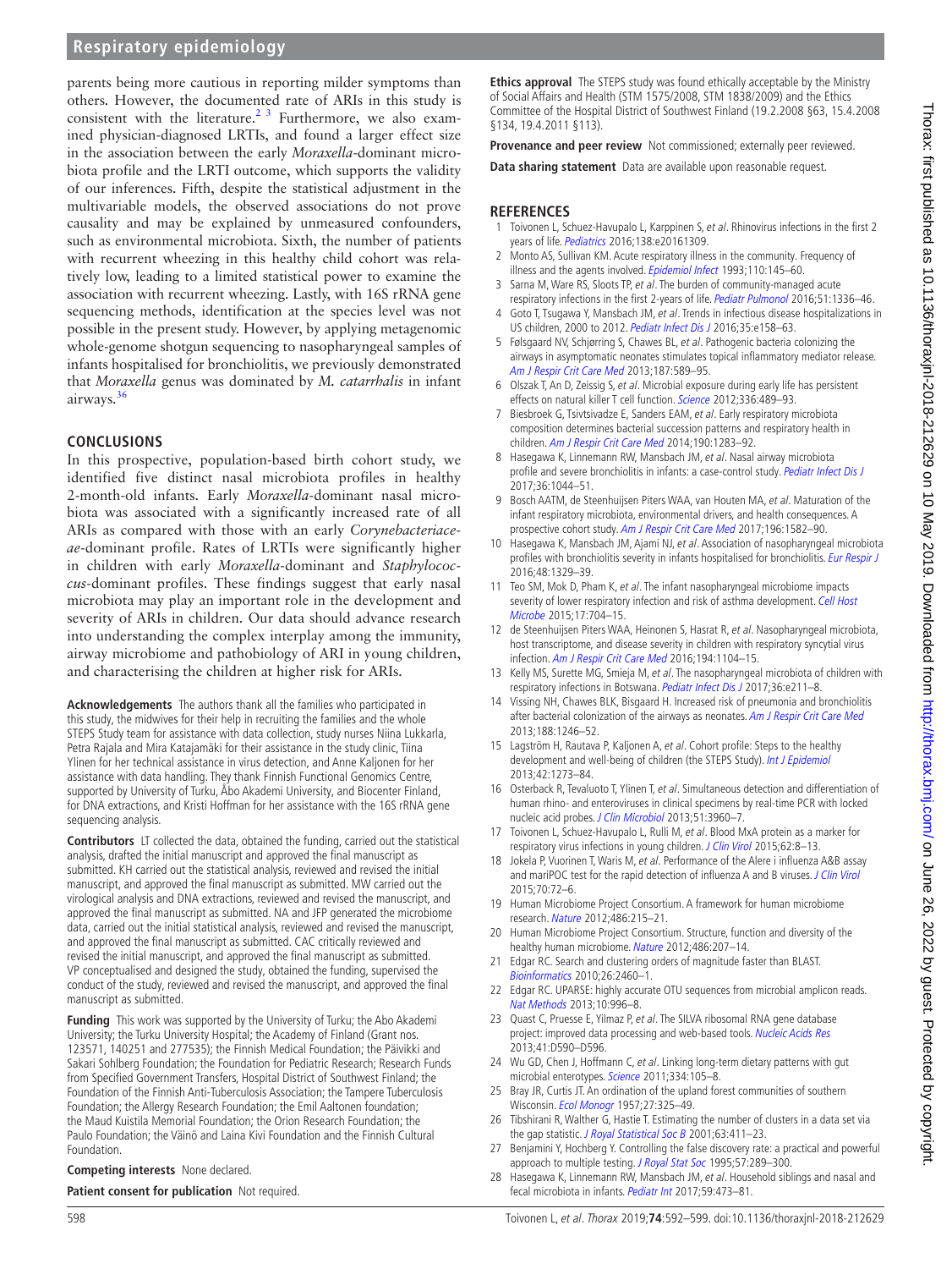parents being more cautious in reporting milder symptoms than others. However, the documented rate of ARIs in this study is consistent with the literature.[2 3] Furthermore, we also examined physician-diagnosed LRTIs, and found a larger effect size in the association between the early *Moraxella*-dominant microbiota profile and the LRTI outcome, which supports the validity of our inferences. Fifth, despite the statistical adjustment in the multivariable models, the observed associations do not prove causality and may be explained by unmeasured confounders, such as environmental microbiota. Sixth, the number of patients with recurrent wheezing in this healthy child cohort was relatively low, leading to a limited statistical power to examine the association with recurrent wheezing. Lastly, with 16S rRNA gene sequencing methods, identification at the species level was not possible in the present study. However, by applying metagenomic whole-genome shotgun sequencing to nasopharyngeal samples of infants hospitalised for bronchiolitis, we previously demonstrated that *Moraxella* genus was dominated by *M. catarrhalis* in infant airways.[36]

## CONCLUSIONS

In this prospective, population-based birth cohort study, we identified five distinct nasal microbiota profiles in healthy 2-month-old infants. Early *Moraxella*-dominant nasal microbiota was associated with a significantly increased rate of all ARIs as compared with those with an early *Corynebacteriaceae*-dominant profile. Rates of LRTIs were significantly higher in children with early *Moraxella*-dominant and *Staphylococcus*-dominant profiles. These findings suggest that early nasal microbiota may play an important role in the development and severity of ARIs in children. Our data should advance research into understanding the complex interplay among the immunity, airway microbiome and pathobiology of ARI in young children, and characterising the children at higher risk for ARIs.

**Acknowledgements** The authors thank all the families who participated in this study, the midwives for their help in recruiting the families and the whole STEPS Study team for assistance with data collection, study nurses Niina Lukkarla, Petra Rajala and Mira Katajamäki for their assistance in the study clinic, Tiina Ylinen for her technical assistance in virus detection, and Anne Kaljonen for her assistance with data handling. They thank Finnish Functional Genomics Centre, supported by University of Turku, Åbo Akademi University, and Biocenter Finland, for DNA extractions, and Kristi Hoffman for her assistance with the 16S rRNA gene sequencing analysis.

**Contributors** LT collected the data, obtained the funding, carried out the statistical analysis, drafted the initial manuscript and approved the final manuscript as submitted. KH carried out the statistical analysis, reviewed and revised the initial manuscript, and approved the final manuscript as submitted. MW carried out the virological analysis and DNA extractions, reviewed and revised the manuscript, and approved the final manuscript as submitted. NA and JFP generated the microbiome data, carried out the initial statistical analysis, reviewed and revised the manuscript, and approved the final manuscript as submitted. CAC critically reviewed and revised the initial manuscript, and approved the final manuscript as submitted. VP conceptualised and designed the study, obtained the funding, supervised the conduct of the study, reviewed and revised the manuscript, and approved the final manuscript as submitted.

**Funding** This work was supported by the University of Turku; the Abo Akademi University; the Turku University Hospital; the Academy of Finland (Grant nos. 123571, 140251 and 277535); the Finnish Medical Foundation; the Päivikki and Sakari Sohlberg Foundation; the Foundation for Pediatric Research; Research Funds from Specified Government Transfers, Hospital District of Southwest Finland; the Foundation of the Finnish Anti-Tuberculosis Association; the Tampere Tuberculosis Foundation; the Allergy Research Foundation; the Emil Aaltonen foundation; the Maud Kuistila Memorial Foundation; the Orion Research Foundation; the Paulo Foundation; the Väinö and Laina Kivi Foundation and the Finnish Cultural Foundation.

**Competing interests** None declared.

**Patient consent for publication** Not required.

**Ethics approval** The STEPS study was found ethically acceptable by the Ministry of Social Affairs and Health (STM 1575/2008, STM 1838/2009) and the Ethics Committee of the Hospital District of Southwest Finland (19.2.2008 §63, 15.4.2008 §134, 19.4.2011 §113).

**Provenance and peer review** Not commissioned; externally peer reviewed.

**Data sharing statement** Data are available upon reasonable request.

## REFERENCES

1. Toivonen L, Schuez-Havupalo L, Karppinen S, *et al*. Rhinovirus infections in the first 2 years of life. *Pediatrics* 2016;138:e20161309.
2. Monto AS, Sullivan KM. Acute respiratory illness in the community. Frequency of illness and the agents involved. *Epidemiol Infect* 1993;110:145–60.
3. Sarna M, Ware RS, Sloots TP, *et al*. The burden of community-managed acute respiratory infections in the first 2-years of life. *Pediatr Pulmonol* 2016;51:1336–46.
4. Goto T, Tsugawa Y, Mansbach JM, *et al*. Trends in infectious disease hospitalizations in US children, 2000 to 2012. *Pediatr Infect Dis J* 2016;35:e158–63.
5. Følsgaard NV, Schjørring S, Chawes BL, *et al*. Pathogenic bacteria colonizing the airways in asymptomatic neonates stimulates topical inflammatory mediator release. *Am J Respir Crit Care Med* 2013;187:589–95.
6. Olszak T, An D, Zeissig S, *et al*. Microbial exposure during early life has persistent effects on natural killer T cell function. *Science* 2012;336:489–93.
7. Biesbroek G, Tsivtsivadze E, Sanders EAM, *et al*. Early respiratory microbiota composition determines bacterial succession patterns and respiratory health in children. *Am J Respir Crit Care Med* 2014;190:1283–92.
8. Hasegawa K, Linnemann RW, Mansbach JM, *et al*. Nasal airway microbiota profile and severe bronchiolitis in infants: a case-control study. *Pediatr Infect Dis J* 2017;36:1044–51.
9. Bosch AATM, de Steenhuijsen Piters WAA, van Houten MA, *et al*. Maturation of the infant respiratory microbiota, environmental drivers, and health consequences. A prospective cohort study. *Am J Respir Crit Care Med* 2017;196:1582–90.
10. Hasegawa K, Mansbach JM, Ajami NJ, *et al*. Association of nasopharyngeal microbiota profiles with bronchiolitis severity in infants hospitalised for bronchiolitis. *Eur Respir J* 2016;48:1329–39.
11. Teo SM, Mok D, Pham K, *et al*. The infant nasopharyngeal microbiome impacts severity of lower respiratory infection and risk of asthma development. *Cell Host Microbe* 2015;17:704–15.
12. de Steenhuijsen Piters WAA, Heinonen S, Hasrat R, *et al*. Nasopharyngeal microbiota, host transcriptome, and disease severity in children with respiratory syncytial virus infection. *Am J Respir Crit Care Med* 2016;194:1104–15.
13. Kelly MS, Surette MG, Smieja M, *et al*. The nasopharyngeal microbiota of children with respiratory infections in Botswana. *Pediatr Infect Dis J* 2017;36:e211–8.
14. Vissing NH, Chawes BLK, Bisgaard H. Increased risk of pneumonia and bronchiolitis after bacterial colonization of the airways as neonates. *Am J Respir Crit Care Med* 2013;188:1246–52.
15. Lagström H, Rautava P, Kaljonen A, *et al*. Cohort profile: Steps to the healthy development and well-being of children (the STEPS Study). *Int J Epidemiol* 2013;42:1273–84.
16. Osterback R, Tevaluoto T, Ylinen T, *et al*. Simultaneous detection and differentiation of human rhino- and enteroviruses in clinical specimens by real-time PCR with locked nucleic acid probes. *J Clin Microbiol* 2013;51:3960–7.
17. Toivonen L, Schuez-Havupalo L, Rulli M, *et al*. Blood MxA protein as a marker for respiratory virus infections in young children. *J Clin Virol* 2015;62:8–13.
18. Jokela P, Vuorinen T, Waris M, *et al*. Performance of the Alere i influenza A&B assay and mariPOC test for the rapid detection of influenza A and B viruses. *J Clin Virol* 2015;70:72–6.
19. Human Microbiome Project Consortium. A framework for human microbiome research. *Nature* 2012;486:215–21.
20. Human Microbiome Project Consortium. Structure, function and diversity of the healthy human microbiome. *Nature* 2012;486:207–14.
21. Edgar RC. Search and clustering orders of magnitude faster than BLAST. *Bioinformatics* 2010;26:2460–1.
22. Edgar RC. UPARSE: highly accurate OTU sequences from microbial amplicon reads. *Nat Methods* 2013;10:996–8.
23. Quast C, Pruesse E, Yilmaz P, *et al*. The SILVA ribosomal RNA gene database project: improved data processing and web-based tools. *Nucleic Acids Res* 2013;41:D590–D596.
24. Wu GD, Chen J, Hoffmann C, *et al*. Linking long-term dietary patterns with gut microbial enterotypes. *Science* 2011;334:105–8.
25. Bray JR, Curtis JT. An ordination of the upland forest communities of southern Wisconsin. *Ecol Monogr* 1957;27:325–49.
26. Tibshirani R, Walther G, Hastie T. Estimating the number of clusters in a data set via the gap statistic. *J Royal Statistical Soc B* 2001;63:411–23.
27. Benjamini Y, Hochberg Y. Controlling the false discovery rate: a practical and powerful approach to multiple testing. *J Royal Stat Soc* 1995;57:289–300.
28. Hasegawa K, Linnemann RW, Mansbach JM, *et al*. Household siblings and nasal and fecal microbiota in infants. *Pediatr Int* 2017;59:473–81.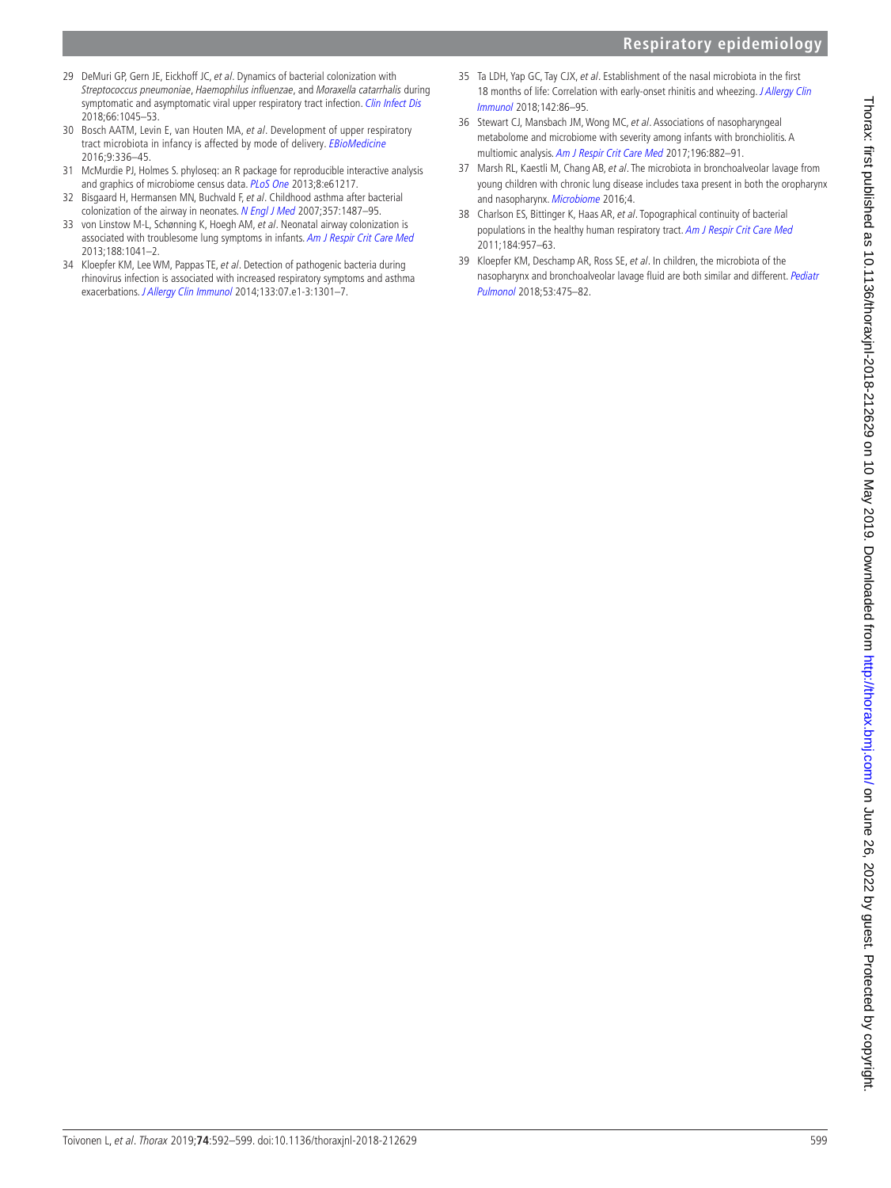29 DeMuri GP, Gern JE, Eickhoff JC, *et al*. Dynamics of bacterial colonization with *Streptococcus pneumoniae*, *Haemophilus influenzae*, and *Moraxella catarrhalis* during symptomatic and asymptomatic viral upper respiratory tract infection. *Clin Infect Dis* 2018;66:1045–53.

30 Bosch AATM, Levin E, van Houten MA, *et al*. Development of upper respiratory tract microbiota in infancy is affected by mode of delivery. *EBioMedicine* 2016;9:336–45.

31 McMurdie PJ, Holmes S. phyloseq: an R package for reproducible interactive analysis and graphics of microbiome census data. *PLoS One* 2013;8:e61217.

32 Bisgaard H, Hermansen MN, Buchvald F, *et al*. Childhood asthma after bacterial colonization of the airway in neonates. *N Engl J Med* 2007;357:1487–95.

33 von Linstow M-L, Schønning K, Hoegh AM, *et al*. Neonatal airway colonization is associated with troublesome lung symptoms in infants. *Am J Respir Crit Care Med* 2013;188:1041–2.

34 Kloepfer KM, Lee WM, Pappas TE, *et al*. Detection of pathogenic bacteria during rhinovirus infection is associated with increased respiratory symptoms and asthma exacerbations. *J Allergy Clin Immunol* 2014;133:07.e1-3:1301–7.

35 Ta LDH, Yap GC, Tay CJX, *et al*. Establishment of the nasal microbiota in the first 18 months of life: Correlation with early-onset rhinitis and wheezing. *J Allergy Clin Immunol* 2018;142:86–95.

36 Stewart CJ, Mansbach JM, Wong MC, *et al*. Associations of nasopharyngeal metabolome and microbiome with severity among infants with bronchiolitis. A multiomic analysis. *Am J Respir Crit Care Med* 2017;196:882–91.

37 Marsh RL, Kaestli M, Chang AB, *et al*. The microbiota in bronchoalveolar lavage from young children with chronic lung disease includes taxa present in both the oropharynx and nasopharynx. *Microbiome* 2016;4.

38 Charlson ES, Bittinger K, Haas AR, *et al*. Topographical continuity of bacterial populations in the healthy human respiratory tract. *Am J Respir Crit Care Med* 2011;184:957–63.

39 Kloepfer KM, Deschamp AR, Ross SE, *et al*. In children, the microbiota of the nasopharynx and bronchoalveolar lavage fluid are both similar and different. *Pediatr Pulmonol* 2018;53:475–82.